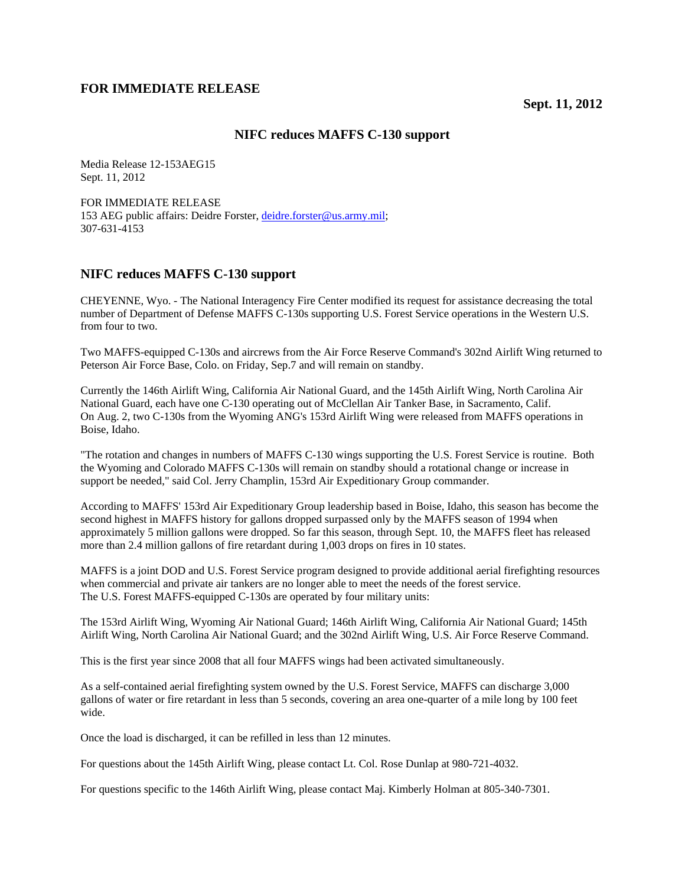**FOR IMMEDIATE RELEASE**

**Sept. 11, 2012**

# NIFC reduces MAFFS C-130 support

Media Release 12-153AEG15
Sept. 11, 2012

FOR IMMEDIATE RELEASE
153 AEG public affairs: Deidre Forster, deidre.forster@us.army.mil;
307-631-4153

## NIFC reduces MAFFS C-130 support

CHEYENNE, Wyo. - The National Interagency Fire Center modified its request for assistance decreasing the total number of Department of Defense MAFFS C-130s supporting U.S. Forest Service operations in the Western U.S. from four to two.

Two MAFFS-equipped C-130s and aircrews from the Air Force Reserve Command's 302nd Airlift Wing returned to Peterson Air Force Base, Colo. on Friday, Sep.7 and will remain on standby.

Currently the 146th Airlift Wing, California Air National Guard, and the 145th Airlift Wing, North Carolina Air National Guard, each have one C-130 operating out of McClellan Air Tanker Base, in Sacramento, Calif. On Aug. 2, two C-130s from the Wyoming ANG's 153rd Airlift Wing were released from MAFFS operations in Boise, Idaho.

"The rotation and changes in numbers of MAFFS C-130 wings supporting the U.S. Forest Service is routine. Both the Wyoming and Colorado MAFFS C-130s will remain on standby should a rotational change or increase in support be needed," said Col. Jerry Champlin, 153rd Air Expeditionary Group commander.

According to MAFFS' 153rd Air Expeditionary Group leadership based in Boise, Idaho, this season has become the second highest in MAFFS history for gallons dropped surpassed only by the MAFFS season of 1994 when approximately 5 million gallons were dropped. So far this season, through Sept. 10, the MAFFS fleet has released more than 2.4 million gallons of fire retardant during 1,003 drops on fires in 10 states.

MAFFS is a joint DOD and U.S. Forest Service program designed to provide additional aerial firefighting resources when commercial and private air tankers are no longer able to meet the needs of the forest service. The U.S. Forest MAFFS-equipped C-130s are operated by four military units:

The 153rd Airlift Wing, Wyoming Air National Guard; 146th Airlift Wing, California Air National Guard; 145th Airlift Wing, North Carolina Air National Guard; and the 302nd Airlift Wing, U.S. Air Force Reserve Command.

This is the first year since 2008 that all four MAFFS wings had been activated simultaneously.

As a self-contained aerial firefighting system owned by the U.S. Forest Service, MAFFS can discharge 3,000 gallons of water or fire retardant in less than 5 seconds, covering an area one-quarter of a mile long by 100 feet wide.

Once the load is discharged, it can be refilled in less than 12 minutes.

For questions about the 145th Airlift Wing, please contact Lt. Col. Rose Dunlap at 980-721-4032.

For questions specific to the 146th Airlift Wing, please contact Maj. Kimberly Holman at 805-340-7301.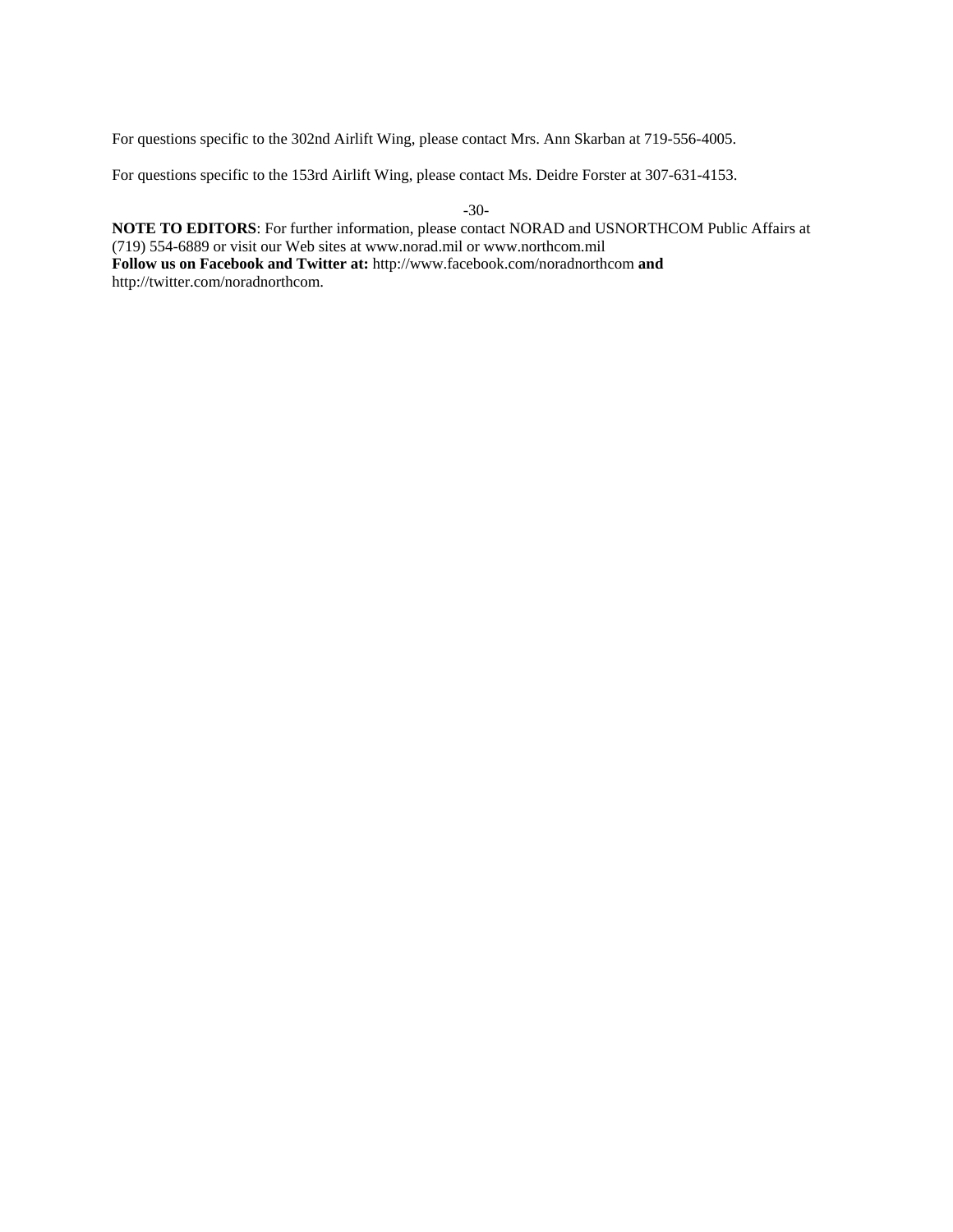For questions specific to the 302nd Airlift Wing, please contact Mrs. Ann Skarban at 719-556-4005.

For questions specific to the 153rd Airlift Wing, please contact Ms. Deidre Forster at 307-631-4153.

-30-

**NOTE TO EDITORS**: For further information, please contact NORAD and USNORTHCOM Public Affairs at (719) 554-6889 or visit our Web sites at www.norad.mil or www.northcom.mil
**Follow us on Facebook and Twitter at:** http://www.facebook.com/noradnorthcom **and** http://twitter.com/noradnorthcom.